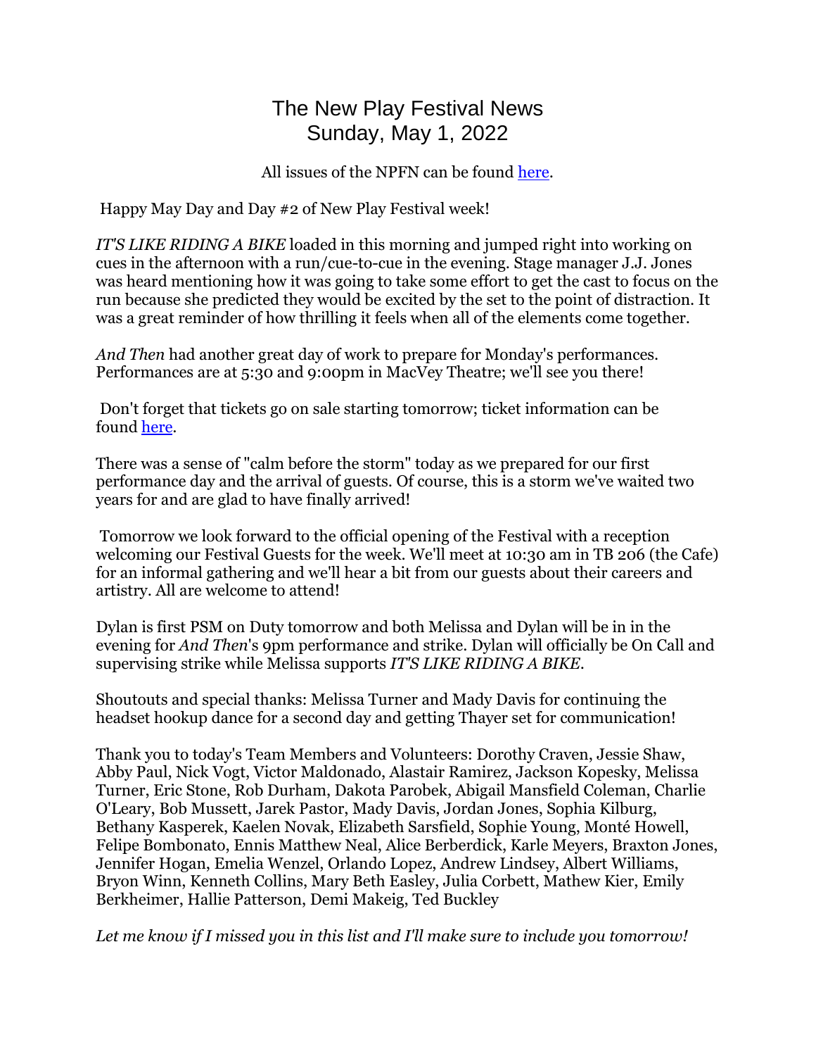# The New Play Festival News
## Sunday, May 1, 2022

All issues of the NPFN can be found here.

Happy May Day and Day #2 of New Play Festival week!

*IT'S LIKE RIDING A BIKE* loaded in this morning and jumped right into working on cues in the afternoon with a run/cue-to-cue in the evening. Stage manager J.J. Jones was heard mentioning how it was going to take some effort to get the cast to focus on the run because she predicted they would be excited by the set to the point of distraction. It was a great reminder of how thrilling it feels when all of the elements come together.

*And Then* had another great day of work to prepare for Monday's performances. Performances are at 5:30 and 9:00pm in MacVey Theatre; we'll see you there!

Don't forget that tickets go on sale starting tomorrow; ticket information can be found here.

There was a sense of "calm before the storm" today as we prepared for our first performance day and the arrival of guests. Of course, this is a storm we've waited two years for and are glad to have finally arrived!

Tomorrow we look forward to the official opening of the Festival with a reception welcoming our Festival Guests for the week. We'll meet at 10:30 am in TB 206 (the Cafe) for an informal gathering and we'll hear a bit from our guests about their careers and artistry. All are welcome to attend!

Dylan is first PSM on Duty tomorrow and both Melissa and Dylan will be in in the evening for *And Then*'s 9pm performance and strike. Dylan will officially be On Call and supervising strike while Melissa supports *IT'S LIKE RIDING A BIKE*.

Shoutouts and special thanks: Melissa Turner and Mady Davis for continuing the headset hookup dance for a second day and getting Thayer set for communication!

Thank you to today's Team Members and Volunteers: Dorothy Craven, Jessie Shaw, Abby Paul, Nick Vogt, Victor Maldonado, Alastair Ramirez, Jackson Kopesky, Melissa Turner, Eric Stone, Rob Durham, Dakota Parobek, Abigail Mansfield Coleman, Charlie O'Leary, Bob Mussett, Jarek Pastor, Mady Davis, Jordan Jones, Sophia Kilburg, Bethany Kasperek, Kaelen Novak, Elizabeth Sarsfield, Sophie Young, Monté Howell, Felipe Bombonato, Ennis Matthew Neal, Alice Berberdick, Karle Meyers, Braxton Jones, Jennifer Hogan, Emelia Wenzel, Orlando Lopez, Andrew Lindsey, Albert Williams, Bryon Winn, Kenneth Collins, Mary Beth Easley, Julia Corbett, Mathew Kier, Emily Berkheimer, Hallie Patterson, Demi Makeig, Ted Buckley

*Let me know if I missed you in this list and I'll make sure to include you tomorrow!*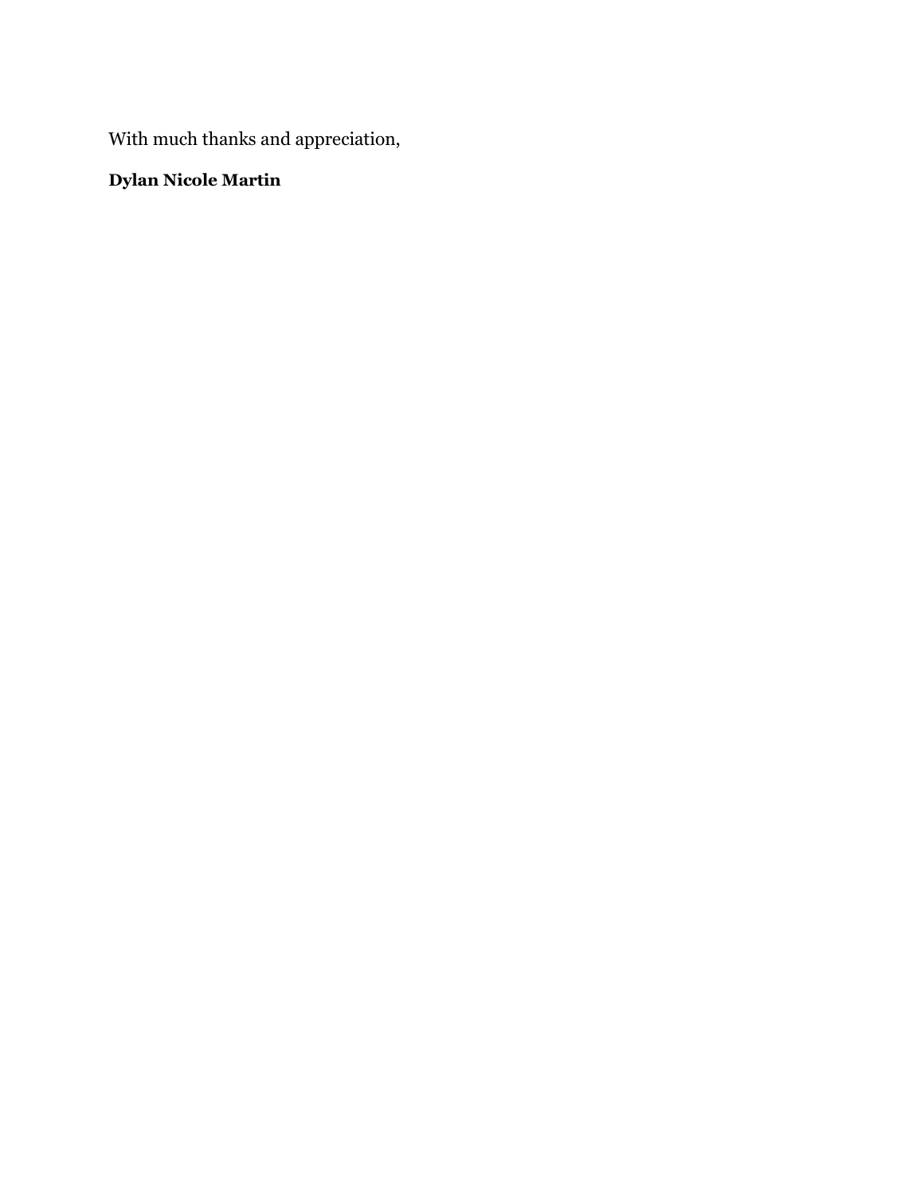With much thanks and appreciation,

**Dylan Nicole Martin**